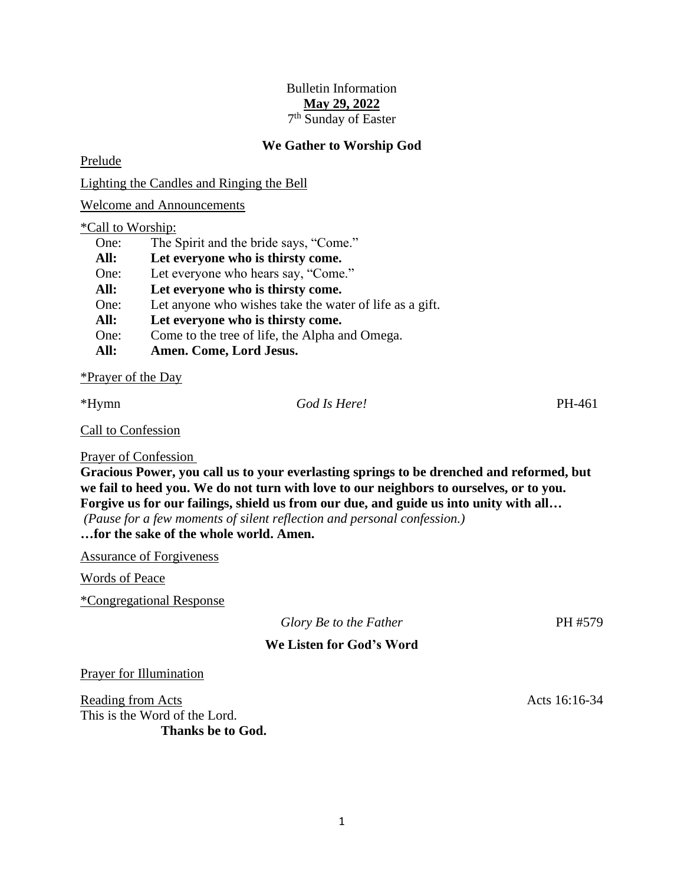Bulletin Information

**May 29, 2022**

7th Sunday of Easter

## We Gather to Worship God

Prelude

Lighting the Candles and Ringing the Bell

Welcome and Announcements

*Call to Worship:

One: The Spirit and the bride says, "Come."

**All: Let everyone who is thirsty come.**

One: Let everyone who hears say, "Come."

**All: Let everyone who is thirsty come.**

One: Let anyone who wishes take the water of life as a gift.

**All: Let everyone who is thirsty come.**

One: Come to the tree of life, the Alpha and Omega.

**All: Amen. Come, Lord Jesus.**

*Prayer of the Day

*Hymn *God Is Here!* PH-461

Call to Confession

Prayer of Confession

**Gracious Power, you call us to your everlasting springs to be drenched and reformed, but we fail to heed you. We do not turn with love to our neighbors to ourselves, or to you. Forgive us for our failings, shield us from our due, and guide us into unity with all…**

*(Pause for a few moments of silent reflection and personal confession.)*

**…for the sake of the whole world. Amen.**

Assurance of Forgiveness

Words of Peace

*Congregational Response

*Glory Be to the Father* PH #579

## We Listen for God's Word

Prayer for Illumination

Reading from Acts Acts 16:16-34

This is the Word of the Lord.

**Thanks be to God.**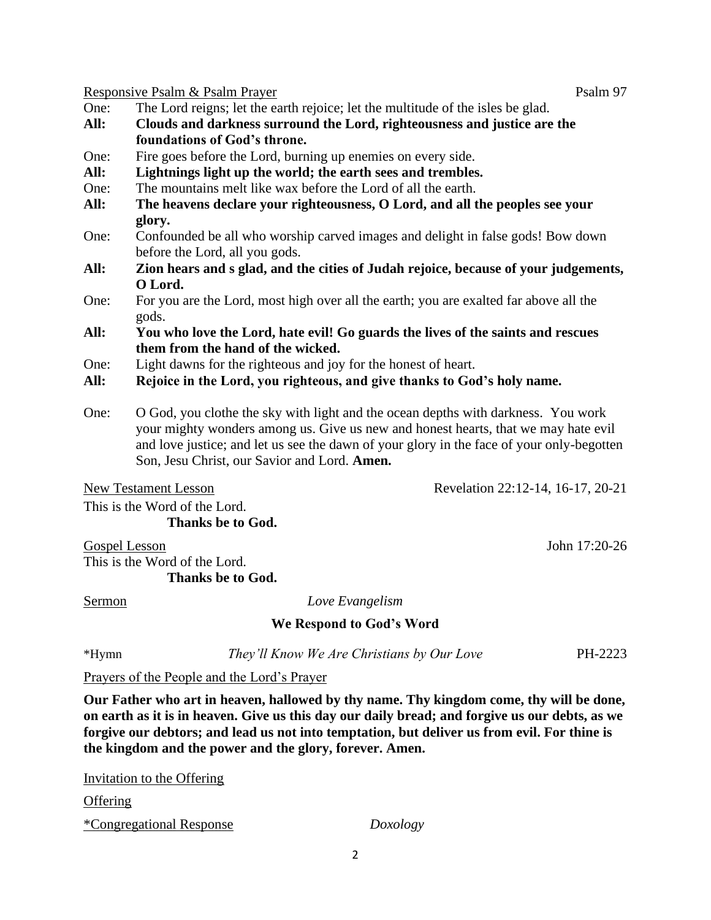Responsive Psalm & Psalm Prayer Psalm 97

One: The Lord reigns; let the earth rejoice; let the multitude of the isles be glad.

**All: Clouds and darkness surround the Lord, righteousness and justice are the foundations of God's throne.**

One: Fire goes before the Lord, burning up enemies on every side.

**All: Lightnings light up the world; the earth sees and trembles.**

One: The mountains melt like wax before the Lord of all the earth.

**All: The heavens declare your righteousness, O Lord, and all the peoples see your glory.**

One: Confounded be all who worship carved images and delight in false gods! Bow down before the Lord, all you gods.

**All: Zion hears and s glad, and the cities of Judah rejoice, because of your judgements, O Lord.**

One: For you are the Lord, most high over all the earth; you are exalted far above all the gods.

**All: You who love the Lord, hate evil! Go guards the lives of the saints and rescues them from the hand of the wicked.**

One: Light dawns for the righteous and joy for the honest of heart.

**All: Rejoice in the Lord, you righteous, and give thanks to God's holy name.**

One: O God, you clothe the sky with light and the ocean depths with darkness. You work your mighty wonders among us. Give us new and honest hearts, that we may hate evil and love justice; and let us see the dawn of your glory in the face of your only-begotten Son, Jesu Christ, our Savior and Lord. **Amen.**

New Testament Lesson Revelation 22:12-14, 16-17, 20-21

This is the Word of the Lord.

**Thanks be to God.**

Gospel Lesson John 17:20-26

This is the Word of the Lord.

**Thanks be to God.**

Sermon *Love Evangelism*

**We Respond to God's Word**

*Hymn *They'll Know We Are Christians by Our Love* PH-2223

Prayers of the People and the Lord's Prayer

**Our Father who art in heaven, hallowed by thy name. Thy kingdom come, thy will be done, on earth as it is in heaven. Give us this day our daily bread; and forgive us our debts, as we forgive our debtors; and lead us not into temptation, but deliver us from evil. For thine is the kingdom and the power and the glory, forever. Amen.**

Invitation to the Offering

Offering

*Congregational Response *Doxology*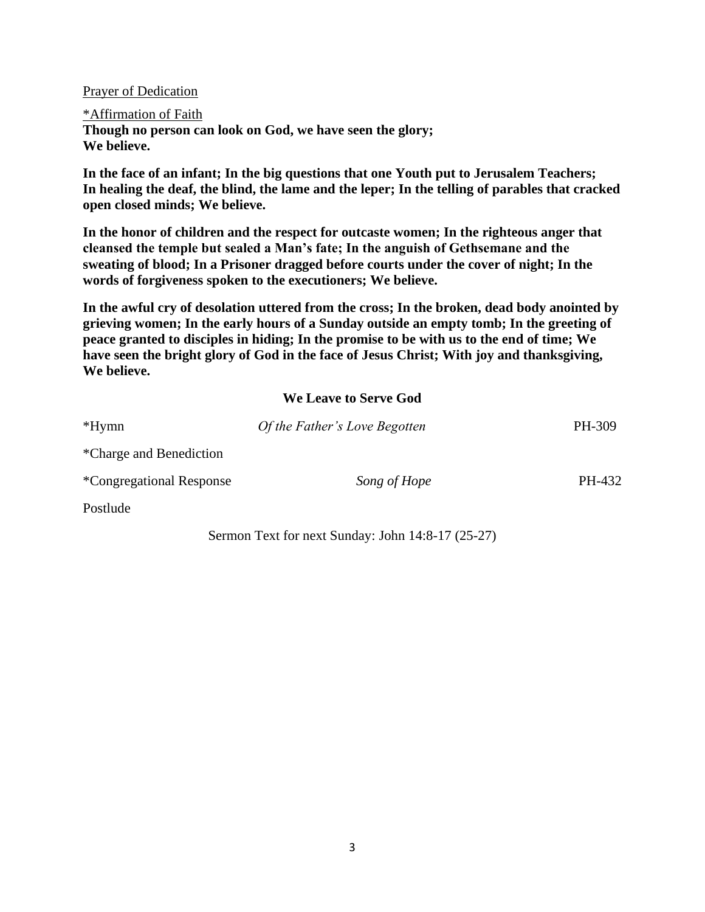Prayer of Dedication

*Affirmation of Faith

**Though no person can look on God, we have seen the glory;**
**We believe.**

**In the face of an infant; In the big questions that one Youth put to Jerusalem Teachers; In healing the deaf, the blind, the lame and the leper; In the telling of parables that cracked open closed minds; We believe.**

**In the honor of children and the respect for outcaste women; In the righteous anger that cleansed the temple but sealed a Man's fate; In the anguish of Gethsemane and the sweating of blood; In a Prisoner dragged before courts under the cover of night; In the words of forgiveness spoken to the executioners; We believe.**

**In the awful cry of desolation uttered from the cross; In the broken, dead body anointed by grieving women; In the early hours of a Sunday outside an empty tomb; In the greeting of peace granted to disciples in hiding; In the promise to be with us to the end of time; We have seen the bright glory of God in the face of Jesus Christ; With joy and thanksgiving, We believe.**

**We Leave to Serve God**

*Hymn *Of the Father's Love Begotten* PH-309

*Charge and Benediction

*Congregational Response *Song of Hope* PH-432

Postlude

Sermon Text for next Sunday: John 14:8-17 (25-27)